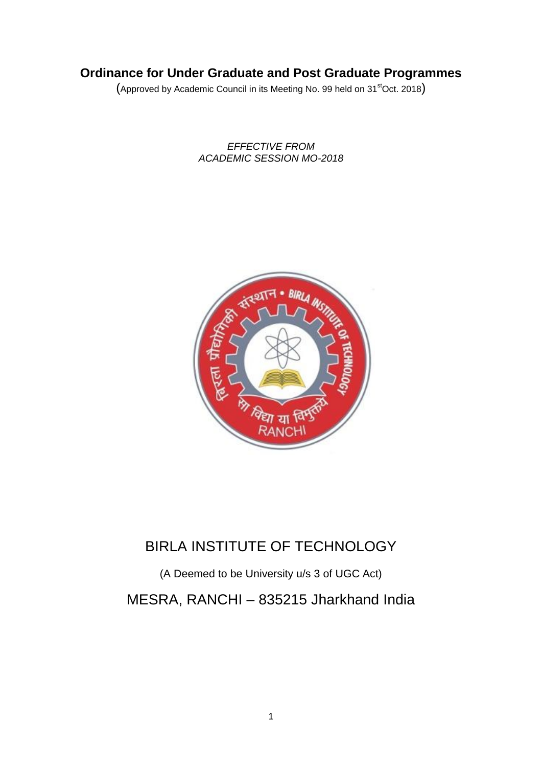# Ordinance for Under Graduate and Post Graduate Programmes

(Approved by Academic Council in its Meeting No. 99 held on 31st Oct. 2018)

*EFFECTIVE FROM*
*ACADEMIC SESSION MO-2018*

## BIRLA INSTITUTE OF TECHNOLOGY

(A Deemed to be University u/s 3 of UGC Act)

## MESRA, RANCHI – 835215 Jharkhand India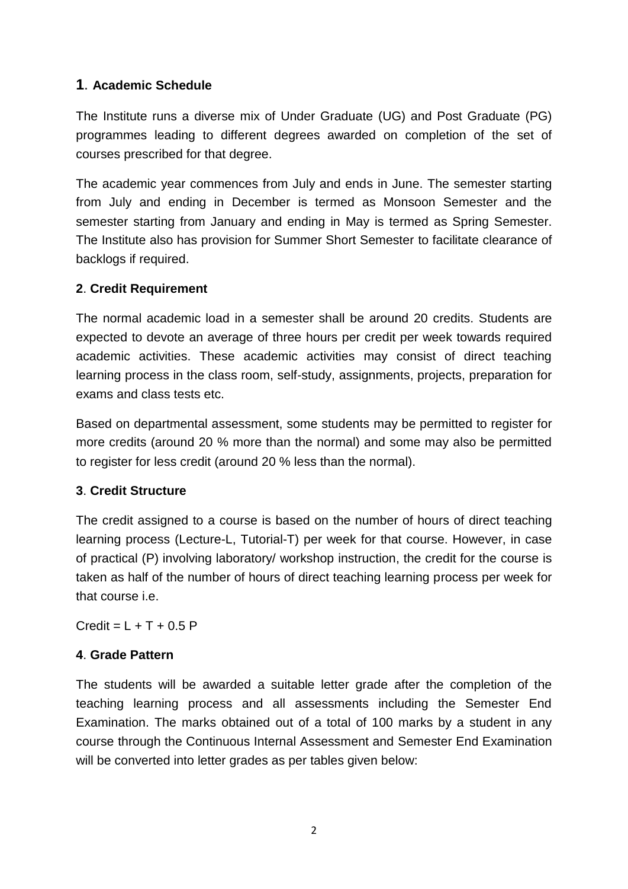## 1. Academic Schedule

The Institute runs a diverse mix of Under Graduate (UG) and Post Graduate (PG) programmes leading to different degrees awarded on completion of the set of courses prescribed for that degree.

The academic year commences from July and ends in June. The semester starting from July and ending in December is termed as Monsoon Semester and the semester starting from January and ending in May is termed as Spring Semester. The Institute also has provision for Summer Short Semester to facilitate clearance of backlogs if required.

## 2. Credit Requirement

The normal academic load in a semester shall be around 20 credits. Students are expected to devote an average of three hours per credit per week towards required academic activities. These academic activities may consist of direct teaching learning process in the class room, self-study, assignments, projects, preparation for exams and class tests etc.

Based on departmental assessment, some students may be permitted to register for more credits (around 20 % more than the normal) and some may also be permitted to register for less credit (around 20 % less than the normal).

## 3. Credit Structure

The credit assigned to a course is based on the number of hours of direct teaching learning process (Lecture-L, Tutorial-T) per week for that course. However, in case of practical (P) involving laboratory/ workshop instruction, the credit for the course is taken as half of the number of hours of direct teaching learning process per week for that course i.e.

$$\text{Credit} = L + T + 0.5\,P$$

## 4. Grade Pattern

The students will be awarded a suitable letter grade after the completion of the teaching learning process and all assessments including the Semester End Examination. The marks obtained out of a total of 100 marks by a student in any course through the Continuous Internal Assessment and Semester End Examination will be converted into letter grades as per tables given below: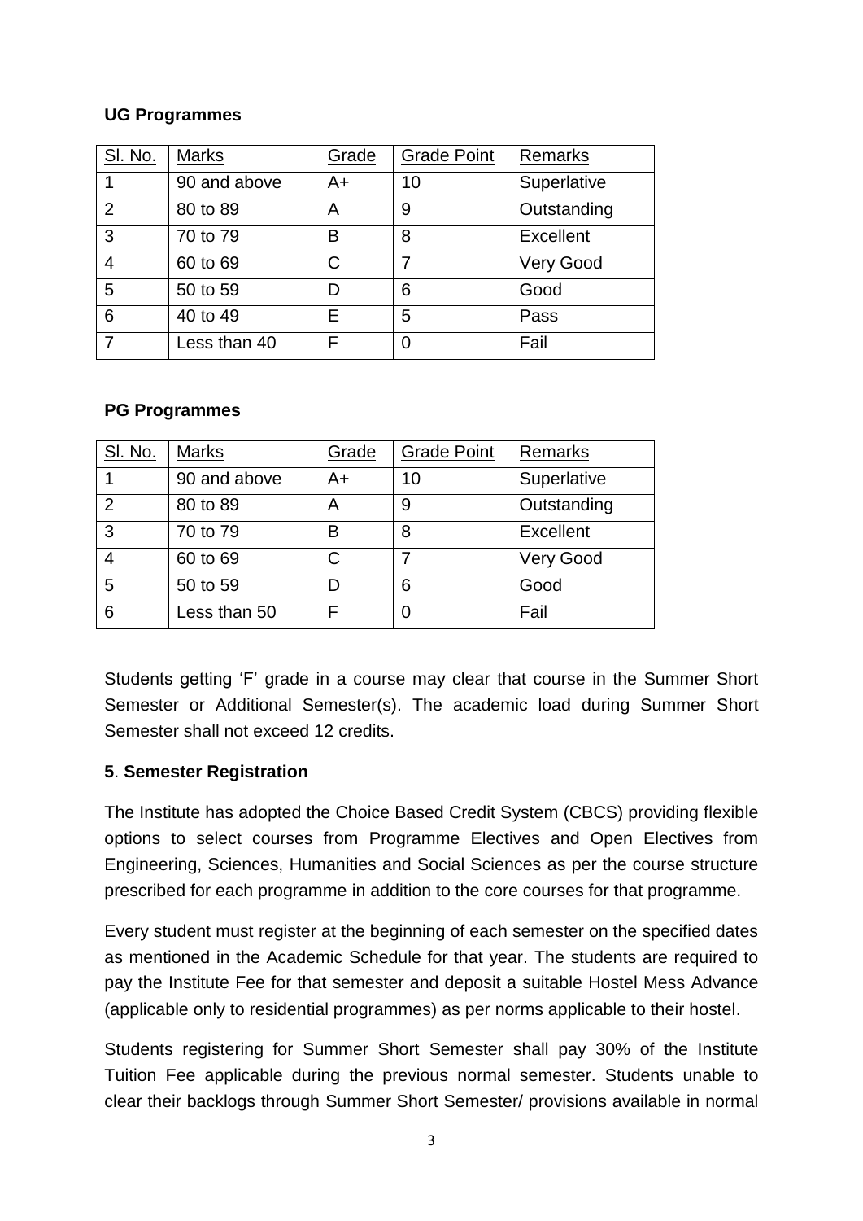**UG Programmes**

| Sl. No. | Marks | Grade | Grade Point | Remarks |
|---|---|---|---|---|
| 1 | 90 and above | A+ | 10 | Superlative |
| 2 | 80 to 89 | A | 9 | Outstanding |
| 3 | 70 to 79 | B | 8 | Excellent |
| 4 | 60 to 69 | C | 7 | Very Good |
| 5 | 50 to 59 | D | 6 | Good |
| 6 | 40 to 49 | E | 5 | Pass |
| 7 | Less than 40 | F | 0 | Fail |

**PG Programmes**

| Sl. No. | Marks | Grade | Grade Point | Remarks |
|---|---|---|---|---|
| 1 | 90 and above | A+ | 10 | Superlative |
| 2 | 80 to 89 | A | 9 | Outstanding |
| 3 | 70 to 79 | B | 8 | Excellent |
| 4 | 60 to 69 | C | 7 | Very Good |
| 5 | 50 to 59 | D | 6 | Good |
| 6 | Less than 50 | F | 0 | Fail |

Students getting 'F' grade in a course may clear that course in the Summer Short Semester or Additional Semester(s). The academic load during Summer Short Semester shall not exceed 12 credits.

### 5. Semester Registration

The Institute has adopted the Choice Based Credit System (CBCS) providing flexible options to select courses from Programme Electives and Open Electives from Engineering, Sciences, Humanities and Social Sciences as per the course structure prescribed for each programme in addition to the core courses for that programme.

Every student must register at the beginning of each semester on the specified dates as mentioned in the Academic Schedule for that year. The students are required to pay the Institute Fee for that semester and deposit a suitable Hostel Mess Advance (applicable only to residential programmes) as per norms applicable to their hostel.

Students registering for Summer Short Semester shall pay 30% of the Institute Tuition Fee applicable during the previous normal semester. Students unable to clear their backlogs through Summer Short Semester/ provisions available in normal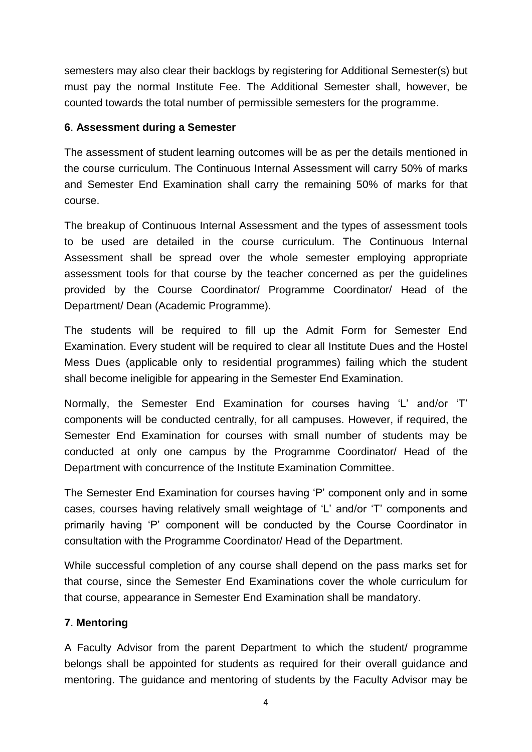semesters may also clear their backlogs by registering for Additional Semester(s) but must pay the normal Institute Fee. The Additional Semester shall, however, be counted towards the total number of permissible semesters for the programme.

**6**. **Assessment during a Semester**

The assessment of student learning outcomes will be as per the details mentioned in the course curriculum. The Continuous Internal Assessment will carry 50% of marks and Semester End Examination shall carry the remaining 50% of marks for that course.

The breakup of Continuous Internal Assessment and the types of assessment tools to be used are detailed in the course curriculum. The Continuous Internal Assessment shall be spread over the whole semester employing appropriate assessment tools for that course by the teacher concerned as per the guidelines provided by the Course Coordinator/ Programme Coordinator/ Head of the Department/ Dean (Academic Programme).

The students will be required to fill up the Admit Form for Semester End Examination. Every student will be required to clear all Institute Dues and the Hostel Mess Dues (applicable only to residential programmes) failing which the student shall become ineligible for appearing in the Semester End Examination.

Normally, the Semester End Examination for courses having 'L' and/or 'T' components will be conducted centrally, for all campuses. However, if required, the Semester End Examination for courses with small number of students may be conducted at only one campus by the Programme Coordinator/ Head of the Department with concurrence of the Institute Examination Committee.

The Semester End Examination for courses having 'P' component only and in some cases, courses having relatively small weightage of 'L' and/or 'T' components and primarily having 'P' component will be conducted by the Course Coordinator in consultation with the Programme Coordinator/ Head of the Department.

While successful completion of any course shall depend on the pass marks set for that course, since the Semester End Examinations cover the whole curriculum for that course, appearance in Semester End Examination shall be mandatory.

**7**. **Mentoring**

A Faculty Advisor from the parent Department to which the student/ programme belongs shall be appointed for students as required for their overall guidance and mentoring. The guidance and mentoring of students by the Faculty Advisor may be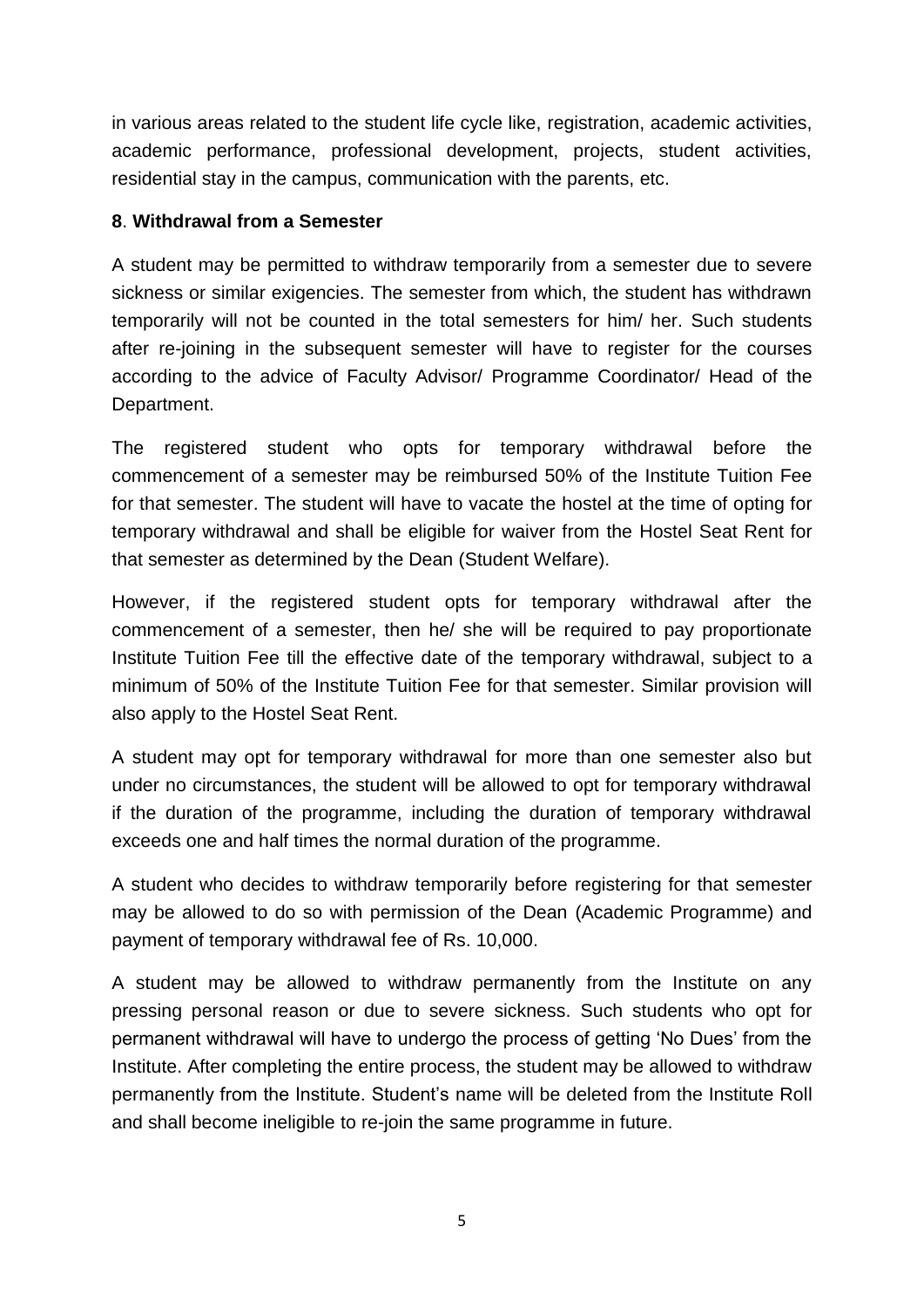in various areas related to the student life cycle like, registration, academic activities, academic performance, professional development, projects, student activities, residential stay in the campus, communication with the parents, etc.

**8**. **Withdrawal from a Semester**

A student may be permitted to withdraw temporarily from a semester due to severe sickness or similar exigencies. The semester from which, the student has withdrawn temporarily will not be counted in the total semesters for him/ her. Such students after re-joining in the subsequent semester will have to register for the courses according to the advice of Faculty Advisor/ Programme Coordinator/ Head of the Department.

The registered student who opts for temporary withdrawal before the commencement of a semester may be reimbursed 50% of the Institute Tuition Fee for that semester. The student will have to vacate the hostel at the time of opting for temporary withdrawal and shall be eligible for waiver from the Hostel Seat Rent for that semester as determined by the Dean (Student Welfare).

However, if the registered student opts for temporary withdrawal after the commencement of a semester, then he/ she will be required to pay proportionate Institute Tuition Fee till the effective date of the temporary withdrawal, subject to a minimum of 50% of the Institute Tuition Fee for that semester. Similar provision will also apply to the Hostel Seat Rent.

A student may opt for temporary withdrawal for more than one semester also but under no circumstances, the student will be allowed to opt for temporary withdrawal if the duration of the programme, including the duration of temporary withdrawal exceeds one and half times the normal duration of the programme.

A student who decides to withdraw temporarily before registering for that semester may be allowed to do so with permission of the Dean (Academic Programme) and payment of temporary withdrawal fee of Rs. 10,000.

A student may be allowed to withdraw permanently from the Institute on any pressing personal reason or due to severe sickness. Such students who opt for permanent withdrawal will have to undergo the process of getting 'No Dues' from the Institute. After completing the entire process, the student may be allowed to withdraw permanently from the Institute. Student's name will be deleted from the Institute Roll and shall become ineligible to re-join the same programme in future.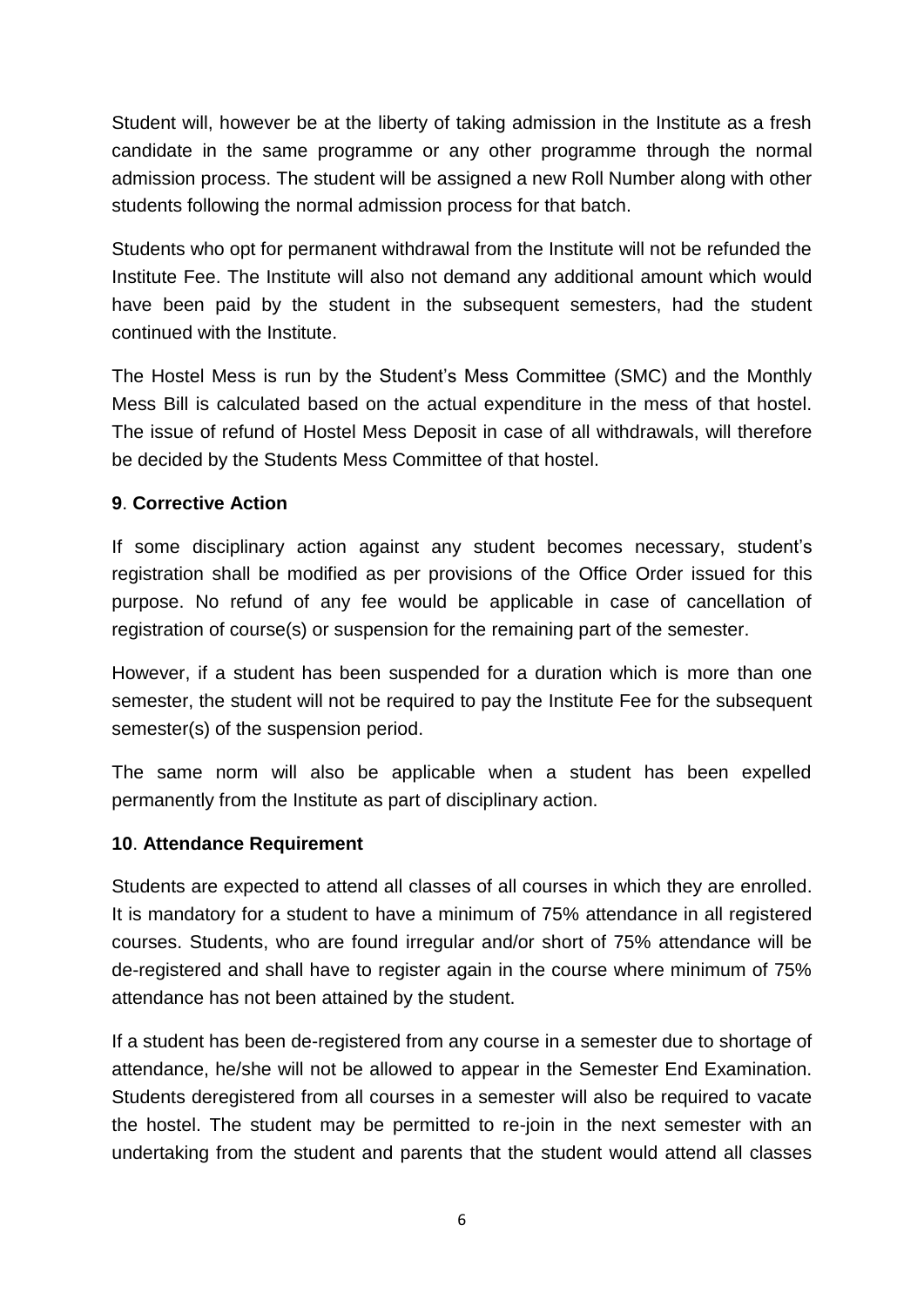Student will, however be at the liberty of taking admission in the Institute as a fresh candidate in the same programme or any other programme through the normal admission process. The student will be assigned a new Roll Number along with other students following the normal admission process for that batch.

Students who opt for permanent withdrawal from the Institute will not be refunded the Institute Fee. The Institute will also not demand any additional amount which would have been paid by the student in the subsequent semesters, had the student continued with the Institute.

The Hostel Mess is run by the Student's Mess Committee (SMC) and the Monthly Mess Bill is calculated based on the actual expenditure in the mess of that hostel. The issue of refund of Hostel Mess Deposit in case of all withdrawals, will therefore be decided by the Students Mess Committee of that hostel.

**9**. **Corrective Action**

If some disciplinary action against any student becomes necessary, student's registration shall be modified as per provisions of the Office Order issued for this purpose. No refund of any fee would be applicable in case of cancellation of registration of course(s) or suspension for the remaining part of the semester.

However, if a student has been suspended for a duration which is more than one semester, the student will not be required to pay the Institute Fee for the subsequent semester(s) of the suspension period.

The same norm will also be applicable when a student has been expelled permanently from the Institute as part of disciplinary action.

**10**. **Attendance Requirement**

Students are expected to attend all classes of all courses in which they are enrolled. It is mandatory for a student to have a minimum of 75% attendance in all registered courses. Students, who are found irregular and/or short of 75% attendance will be de-registered and shall have to register again in the course where minimum of 75% attendance has not been attained by the student.

If a student has been de-registered from any course in a semester due to shortage of attendance, he/she will not be allowed to appear in the Semester End Examination. Students deregistered from all courses in a semester will also be required to vacate the hostel. The student may be permitted to re-join in the next semester with an undertaking from the student and parents that the student would attend all classes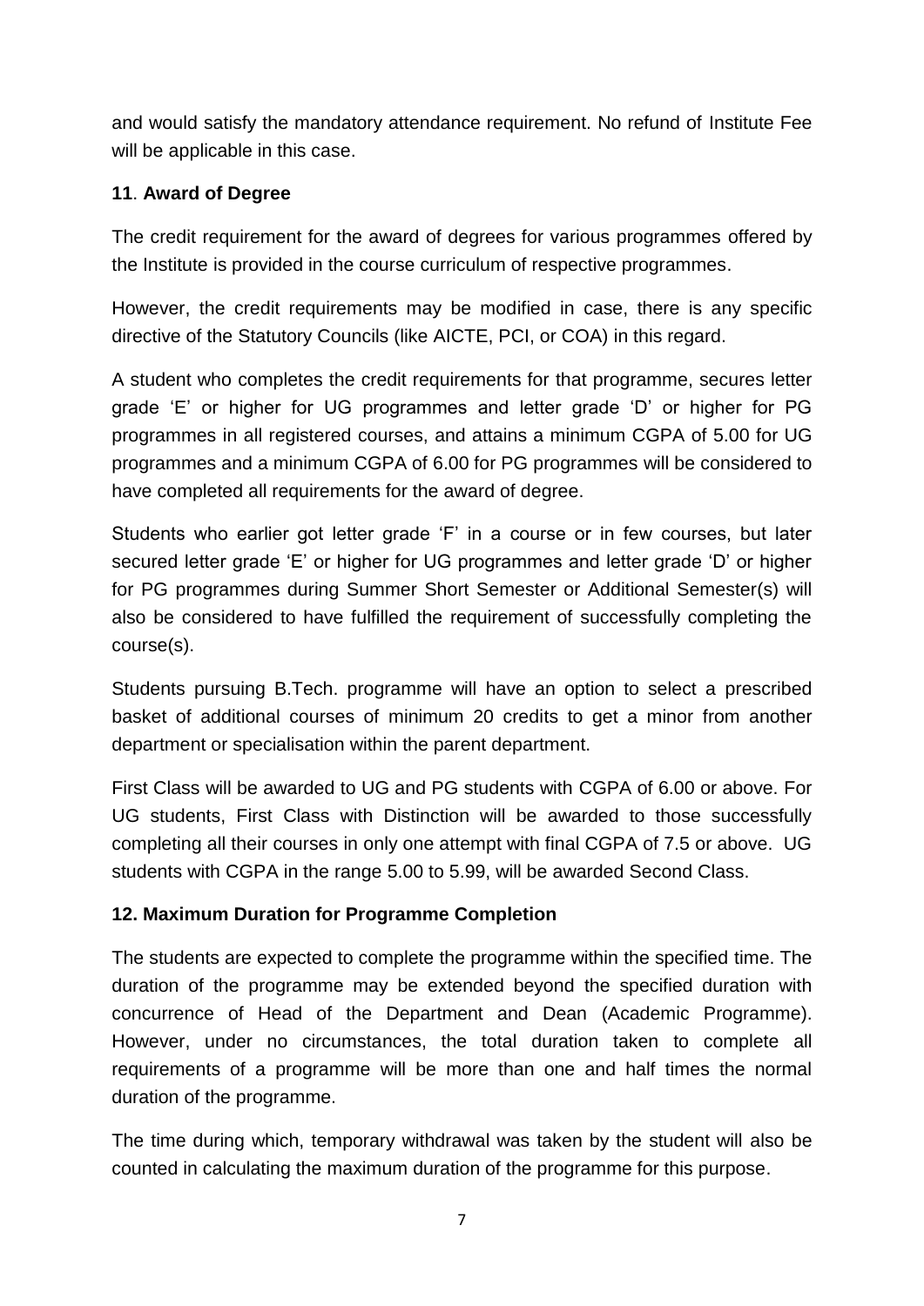and would satisfy the mandatory attendance requirement. No refund of Institute Fee will be applicable in this case.

## 11. Award of Degree

The credit requirement for the award of degrees for various programmes offered by the Institute is provided in the course curriculum of respective programmes.

However, the credit requirements may be modified in case, there is any specific directive of the Statutory Councils (like AICTE, PCI, or COA) in this regard.

A student who completes the credit requirements for that programme, secures letter grade 'E' or higher for UG programmes and letter grade 'D' or higher for PG programmes in all registered courses, and attains a minimum CGPA of 5.00 for UG programmes and a minimum CGPA of 6.00 for PG programmes will be considered to have completed all requirements for the award of degree.

Students who earlier got letter grade 'F' in a course or in few courses, but later secured letter grade 'E' or higher for UG programmes and letter grade 'D' or higher for PG programmes during Summer Short Semester or Additional Semester(s) will also be considered to have fulfilled the requirement of successfully completing the course(s).

Students pursuing B.Tech. programme will have an option to select a prescribed basket of additional courses of minimum 20 credits to get a minor from another department or specialisation within the parent department.

First Class will be awarded to UG and PG students with CGPA of 6.00 or above. For UG students, First Class with Distinction will be awarded to those successfully completing all their courses in only one attempt with final CGPA of 7.5 or above. UG students with CGPA in the range 5.00 to 5.99, will be awarded Second Class.

## 12. Maximum Duration for Programme Completion

The students are expected to complete the programme within the specified time. The duration of the programme may be extended beyond the specified duration with concurrence of Head of the Department and Dean (Academic Programme). However, under no circumstances, the total duration taken to complete all requirements of a programme will be more than one and half times the normal duration of the programme.

The time during which, temporary withdrawal was taken by the student will also be counted in calculating the maximum duration of the programme for this purpose.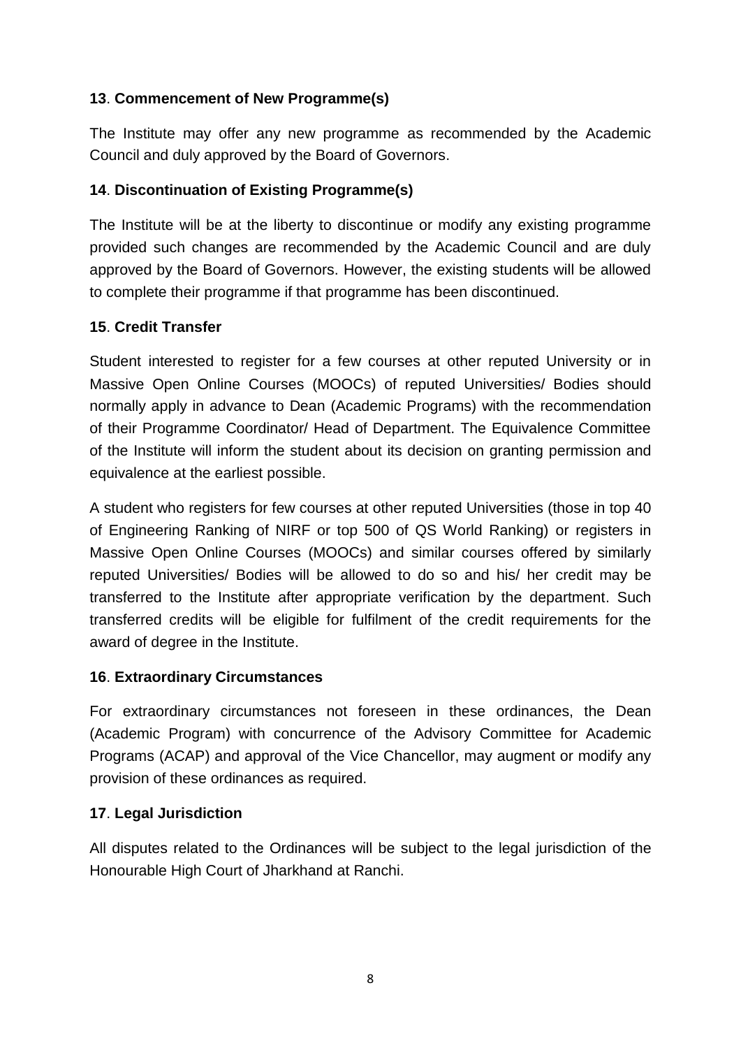### **13**. **Commencement of New Programme(s)**

The Institute may offer any new programme as recommended by the Academic Council and duly approved by the Board of Governors.

### **14**. **Discontinuation of Existing Programme(s)**

The Institute will be at the liberty to discontinue or modify any existing programme provided such changes are recommended by the Academic Council and are duly approved by the Board of Governors. However, the existing students will be allowed to complete their programme if that programme has been discontinued.

### **15**. **Credit Transfer**

Student interested to register for a few courses at other reputed University or in Massive Open Online Courses (MOOCs) of reputed Universities/ Bodies should normally apply in advance to Dean (Academic Programs) with the recommendation of their Programme Coordinator/ Head of Department. The Equivalence Committee of the Institute will inform the student about its decision on granting permission and equivalence at the earliest possible.

A student who registers for few courses at other reputed Universities (those in top 40 of Engineering Ranking of NIRF or top 500 of QS World Ranking) or registers in Massive Open Online Courses (MOOCs) and similar courses offered by similarly reputed Universities/ Bodies will be allowed to do so and his/ her credit may be transferred to the Institute after appropriate verification by the department. Such transferred credits will be eligible for fulfilment of the credit requirements for the award of degree in the Institute.

### **16**. **Extraordinary Circumstances**

For extraordinary circumstances not foreseen in these ordinances, the Dean (Academic Program) with concurrence of the Advisory Committee for Academic Programs (ACAP) and approval of the Vice Chancellor, may augment or modify any provision of these ordinances as required.

### **17**. **Legal Jurisdiction**

All disputes related to the Ordinances will be subject to the legal jurisdiction of the Honourable High Court of Jharkhand at Ranchi.